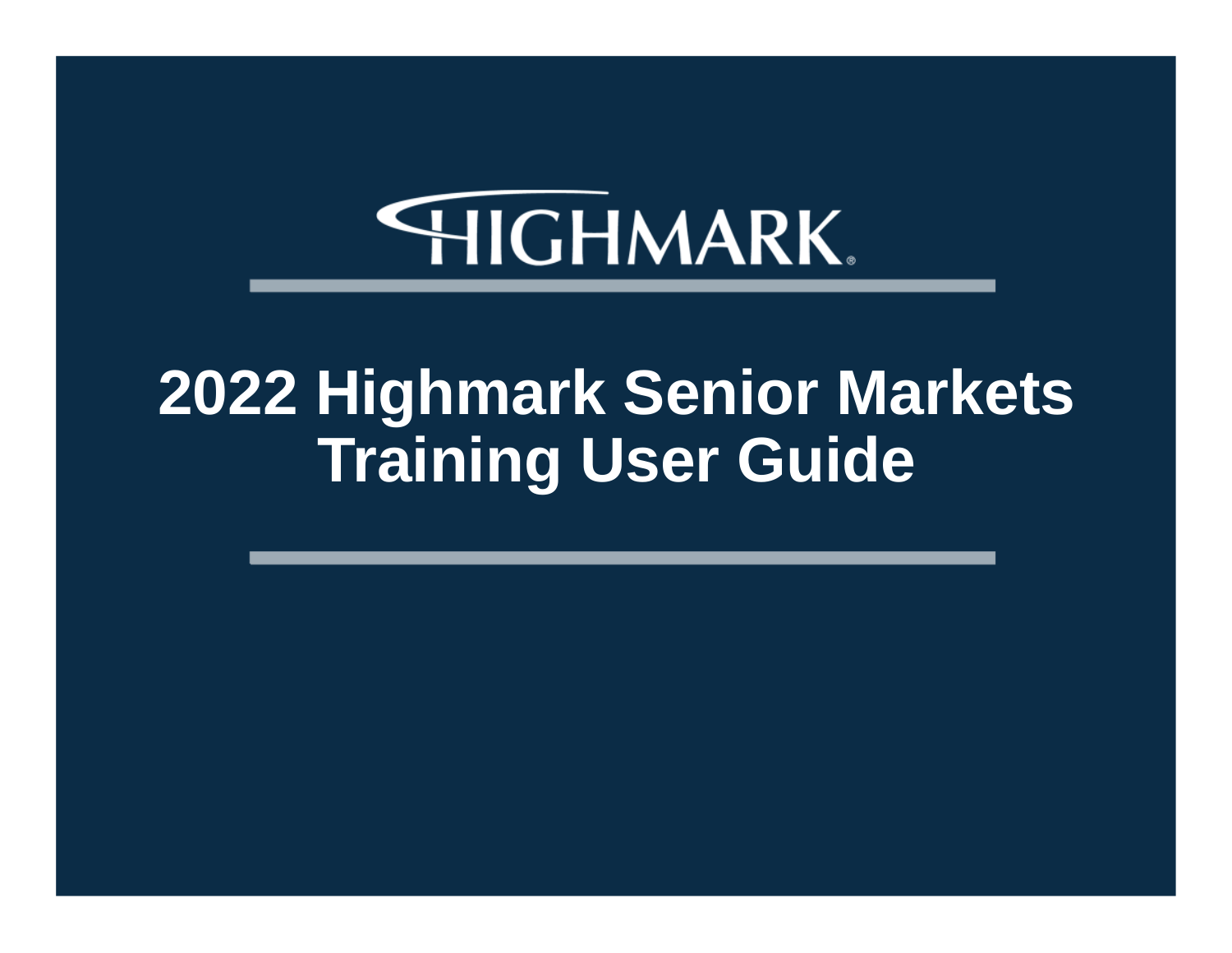HIGHMARK®

# 2022 Highmark Senior Markets Training User Guide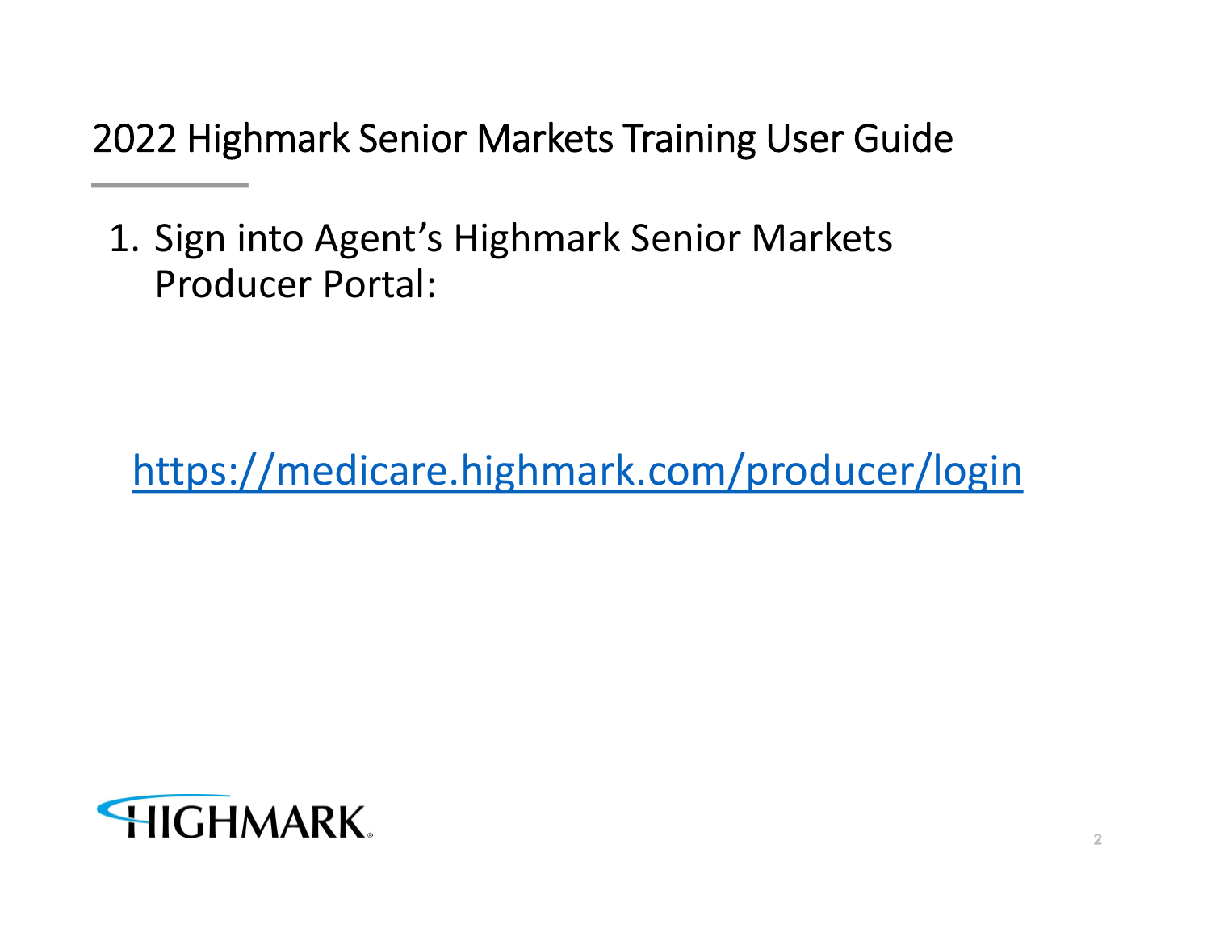# 2022 Highmark Senior Markets Training User Guide

1. Sign into Agent's Highmark Senior Markets Producer Portal:

https://medicare.highmark.com/producer/login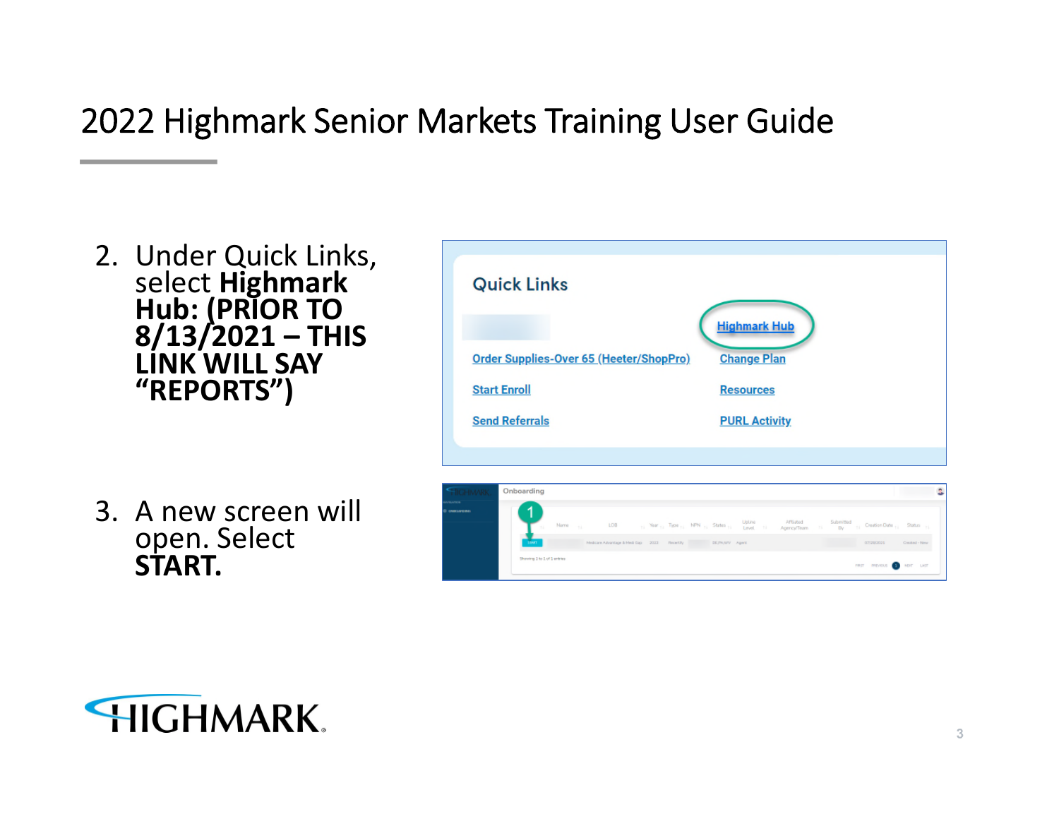# 2022 Highmark Senior Markets Training User Guide

2. Under Quick Links, select **Highmark Hub: (PRIOR TO 8/13/2021 – THIS LINK WILL SAY "REPORTS")**

3. A new screen will open. Select **START.**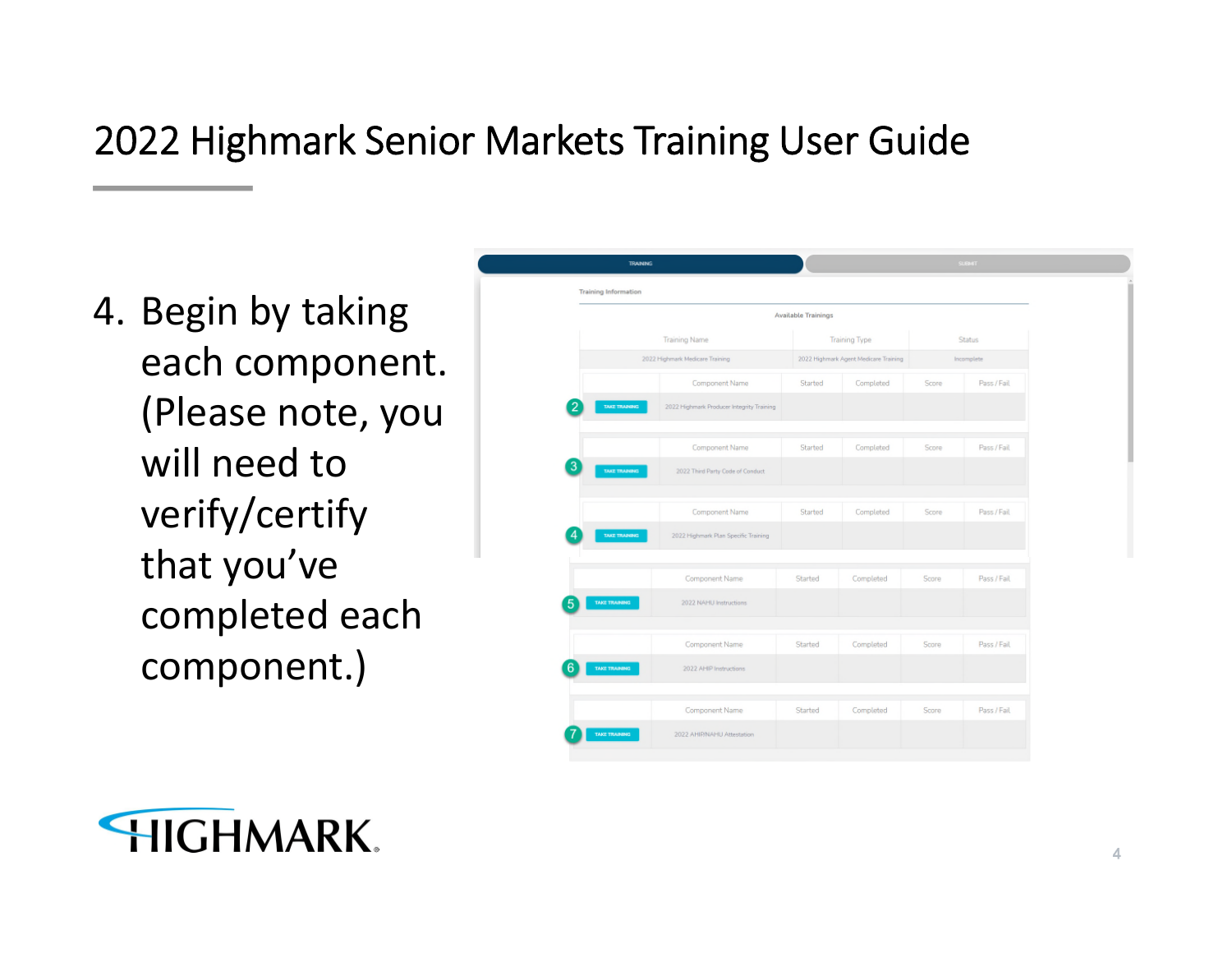# 2022 Highmark Senior Markets Training User Guide

4. Begin by taking each component. (Please note, you will need to verify/certify that you've completed each component.)

TRAINING | SUBMIT

**Training Information**

Available Trainings

| Training Name | Training Type | Status |
| --- | --- | --- |
| 2022 Highmark Medicare Training | 2022 Highmark Agent Medicare Training | Incomplete |

| # | | Component Name | Started | Completed | Score | Pass / Fail |
| --- | --- | --- | --- | --- | --- | --- |
| 2 | TAKE TRAINING | 2022 Highmark Producer Integrity Training | | | | |
| 3 | TAKE TRAINING | 2022 Third Party Code of Conduct | | | | |
| 4 | TAKE TRAINING | 2022 Highmark Plan Specific Training | | | | |
| 5 | TAKE TRAINING | 2022 NAHU Instructions | | | | |
| 6 | TAKE TRAINING | 2022 AHIP Instructions | | | | |
| 7 | TAKE TRAINING | 2022 AHIP/NAHU Attestation | | | | |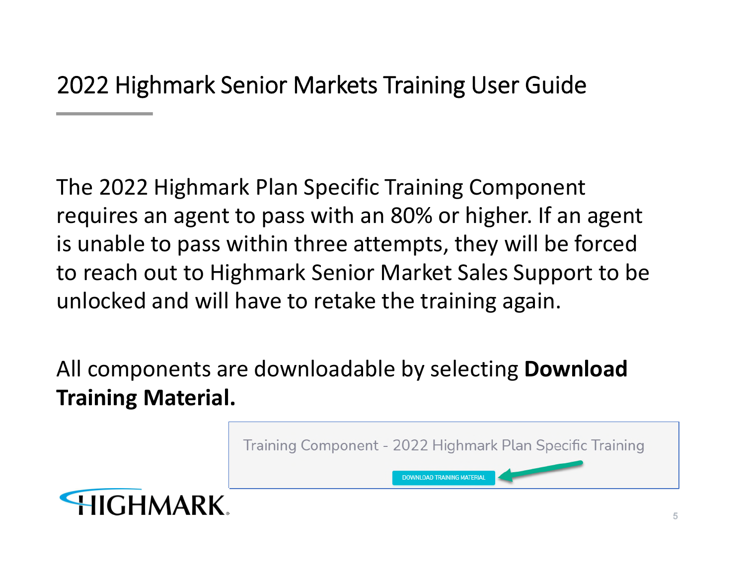# 2022 Highmark Senior Markets Training User Guide

The 2022 Highmark Plan Specific Training Component requires an agent to pass with an 80% or higher. If an agent is unable to pass within three attempts, they will be forced to reach out to Highmark Senior Market Sales Support to be unlocked and will have to retake the training again.

All components are downloadable by selecting **Download Training Material.**

Training Component - 2022 Highmark Plan Specific Training

DOWNLOAD TRAINING MATERIAL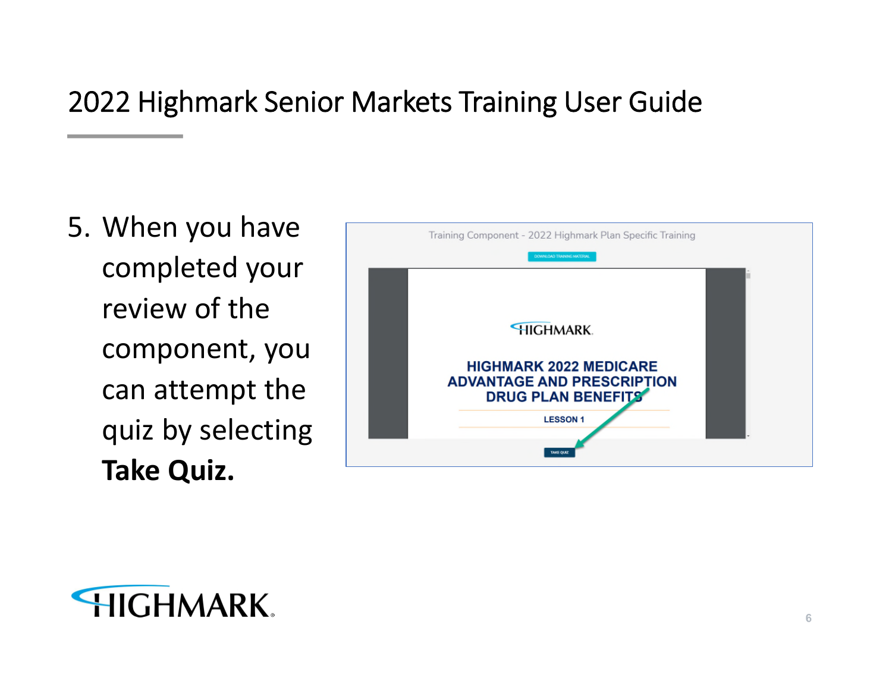# 2022 Highmark Senior Markets Training User Guide

5. When you have completed your review of the component, you can attempt the quiz by selecting **Take Quiz.**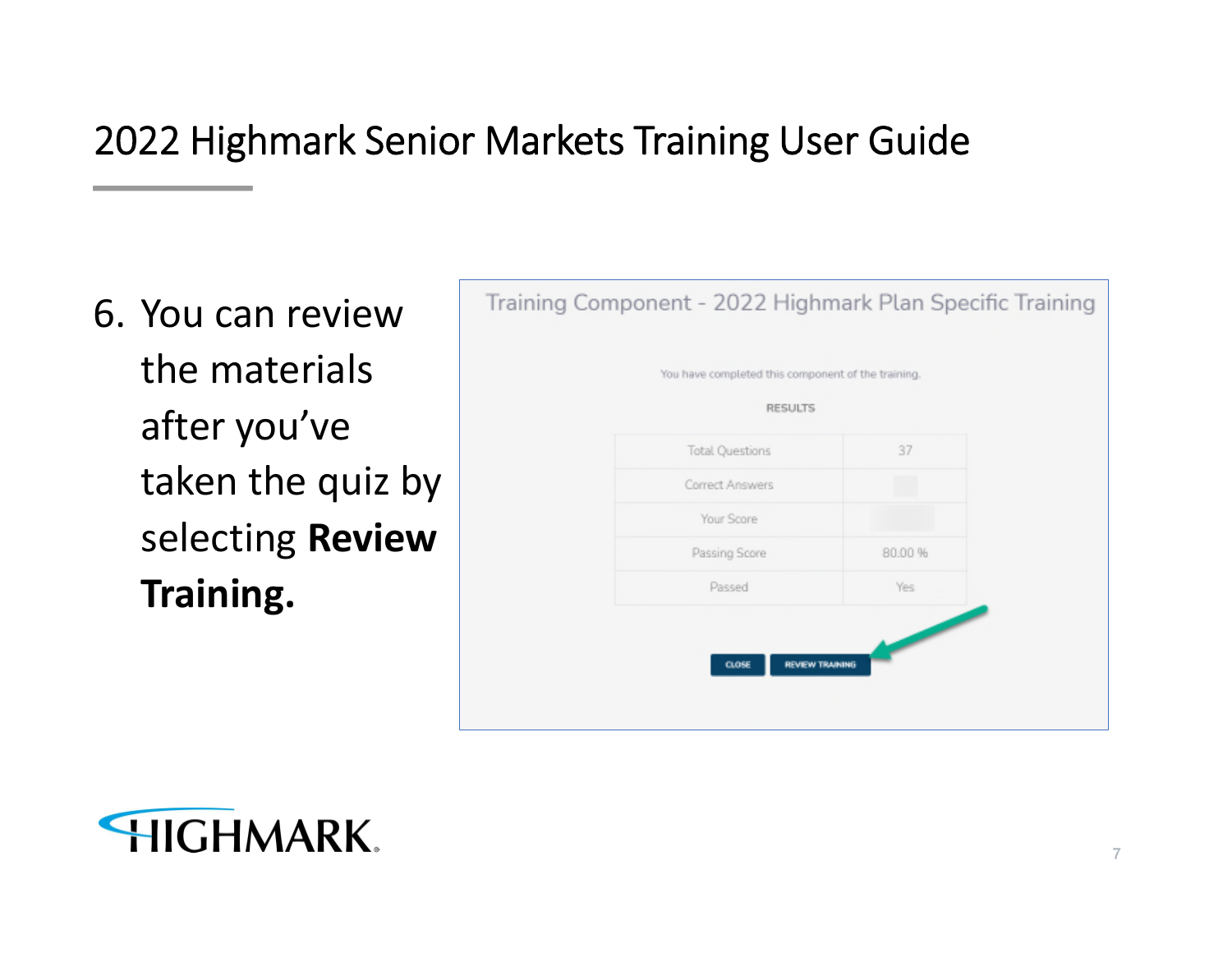# 2022 Highmark Senior Markets Training User Guide

6. You can review the materials after you've taken the quiz by selecting **Review Training.**

Training Component - 2022 Highmark Plan Specific Training

You have completed this component of the training.

RESULTS

| | |
|---|---|
| Total Questions | 37 |
| Correct Answers | |
| Your Score | |
| Passing Score | 80.00 % |
| Passed | Yes |

CLOSE | REVIEW TRAINING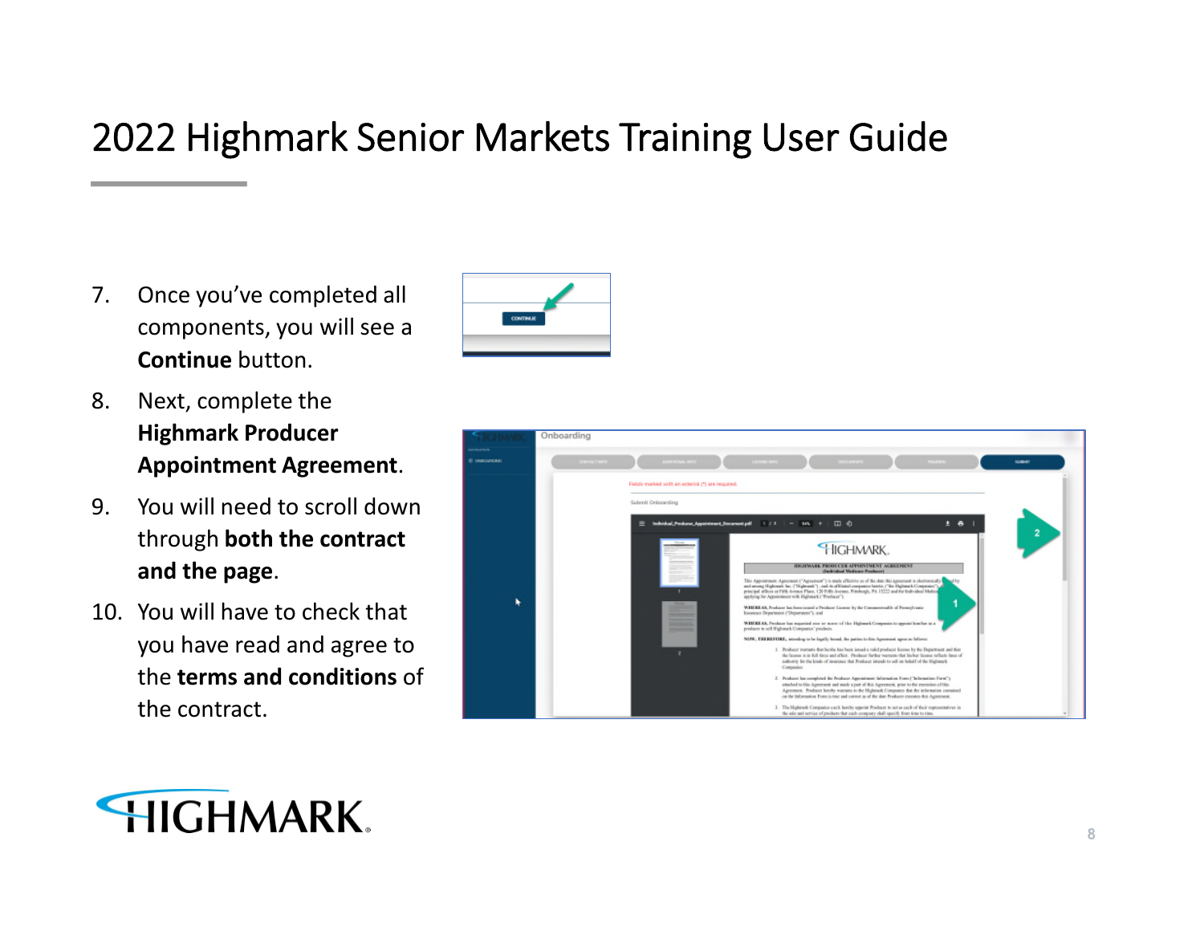# 2022 Highmark Senior Markets Training User Guide

7. Once you've completed all components, you will see a **Continue** button.
8. Next, complete the **Highmark Producer Appointment Agreement**.
9. You will need to scroll down through **both the contract and the page**.
10. You will have to check that you have read and agree to the **terms and conditions** of the contract.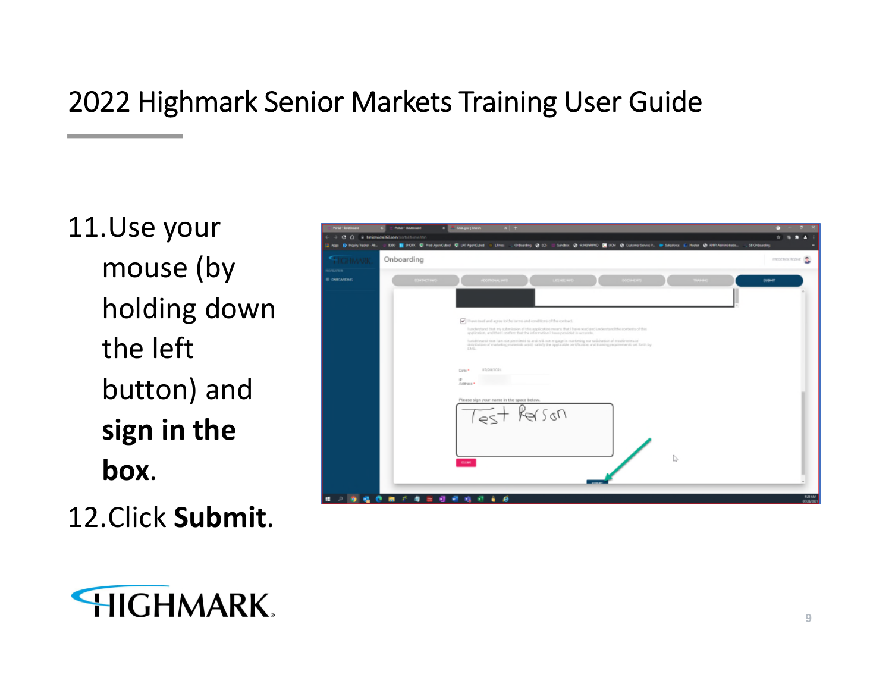# 2022 Highmark Senior Markets Training User Guide

11. Use your mouse (by holding down the left button) and **sign in the box**.
12. Click **Submit**.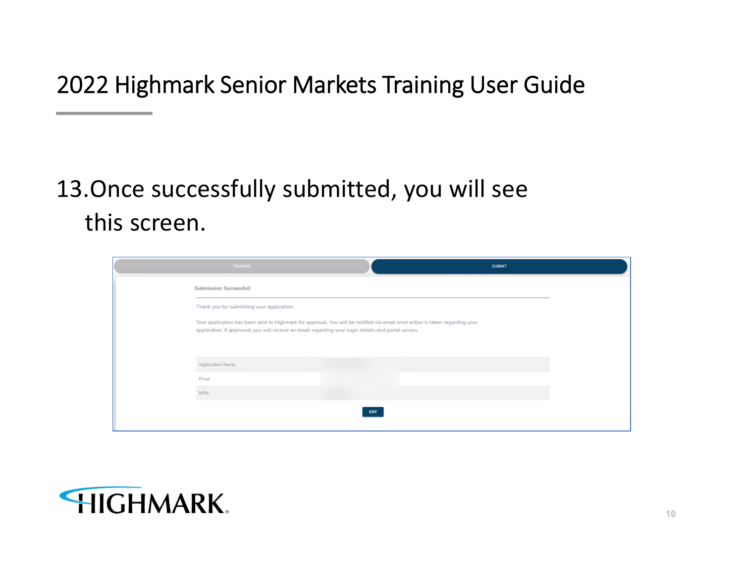# 2022 Highmark Senior Markets Training User Guide

13. Once successfully submitted, you will see this screen.

TRAINING | SUBMIT

**Submission Successful!**

Thank you for submitting your application.

Your application has been sent to Highmark for approval. You will be notified via email once action is taken regarding your application. If approved, you will receive an email regarding your login details and portal access.

| Application Name | |
| --- | --- |
| Email | |
| NPN | |

EXIT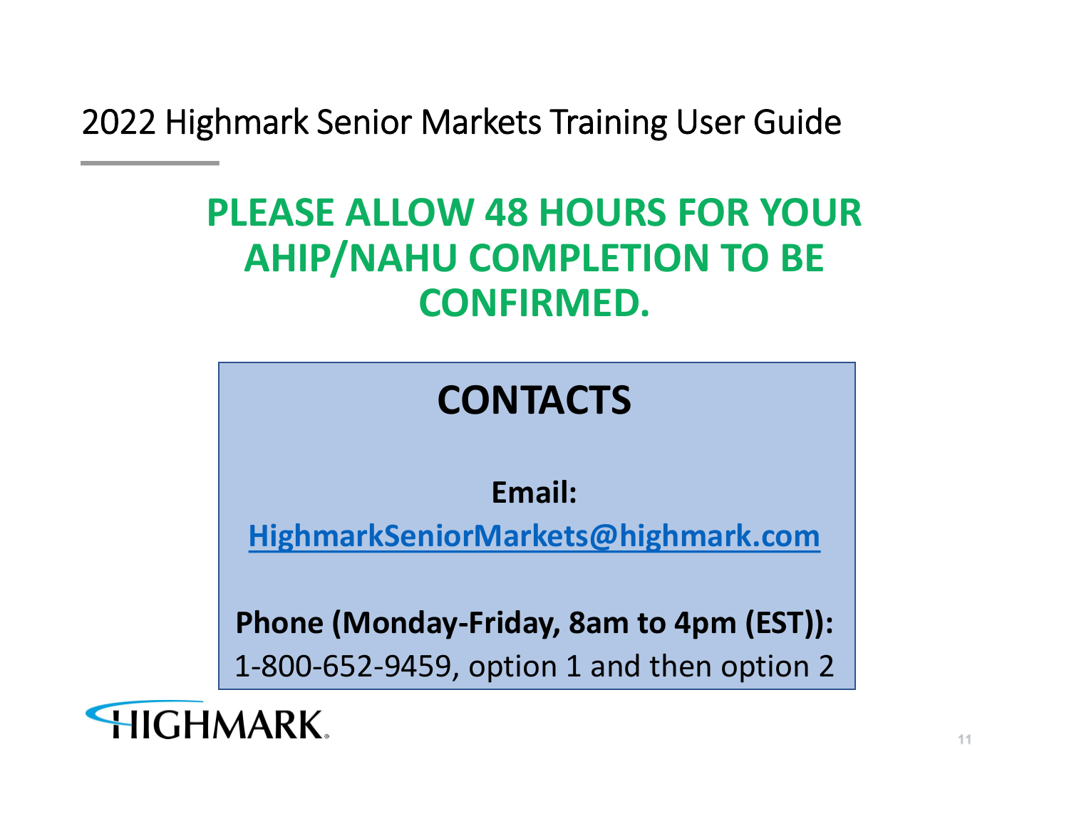2022 Highmark Senior Markets Training User Guide

## PLEASE ALLOW 48 HOURS FOR YOUR AHIP/NAHU COMPLETION TO BE CONFIRMED.

## CONTACTS

**Email:**

HighmarkSeniorMarkets@highmark.com

**Phone (Monday-Friday, 8am to 4pm (EST)):**

1-800-652-9459, option 1 and then option 2

HIGHMARK.